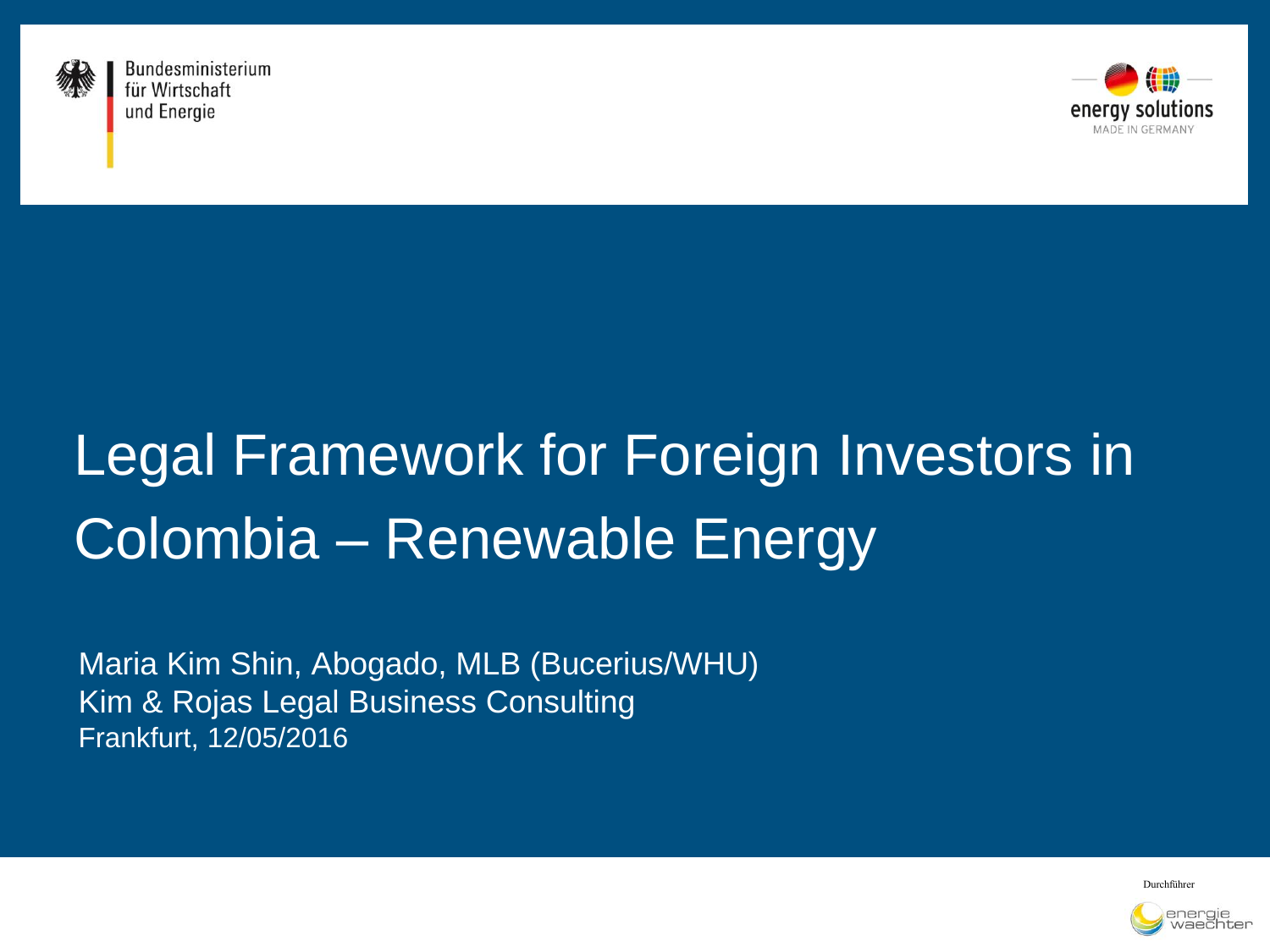Bundesministerium
für Wirtschaft
und Energie

energy solutions
MADE IN GERMANY

# Legal Framework for Foreign Investors in Colombia – Renewable Energy

Maria Kim Shin, Abogado, MLB (Bucerius/WHU)
Kim & Rojas Legal Business Consulting
Frankfurt, 12/05/2016

Durchführer

energie waechter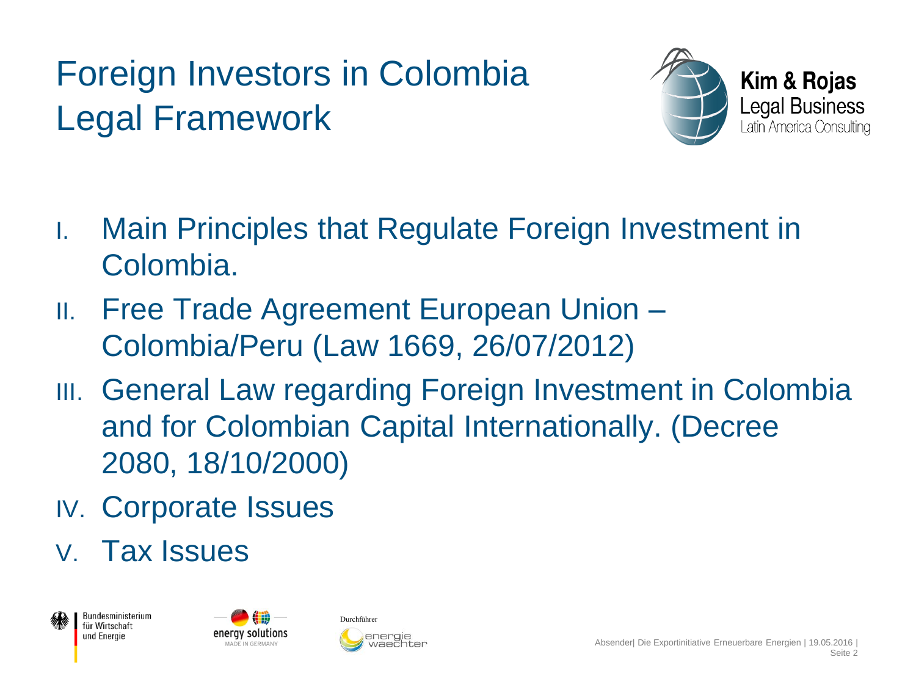# Foreign Investors in Colombia Legal Framework

Kim & Rojas
Legal Business
Latin America Consulting

I. Main Principles that Regulate Foreign Investment in Colombia.
II. Free Trade Agreement European Union – Colombia/Peru (Law 1669, 26/07/2012)
III. General Law regarding Foreign Investment in Colombia and for Colombian Capital Internationally. (Decree 2080, 18/10/2000)
IV. Corporate Issues
V. Tax Issues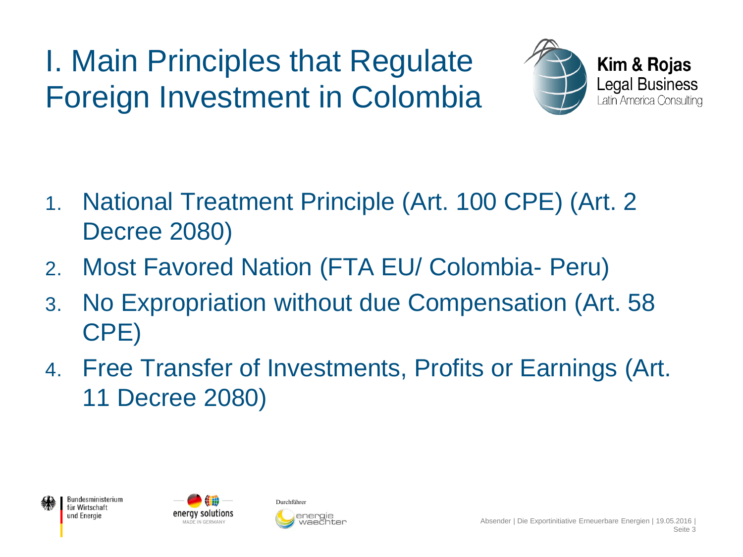# I. Main Principles that Regulate Foreign Investment in Colombia

1. National Treatment Principle (Art. 100 CPE) (Art. 2 Decree 2080)
2. Most Favored Nation (FTA EU/ Colombia- Peru)
3. No Expropriation without due Compensation (Art. 58 CPE)
4. Free Transfer of Investments, Profits or Earnings (Art. 11 Decree 2080)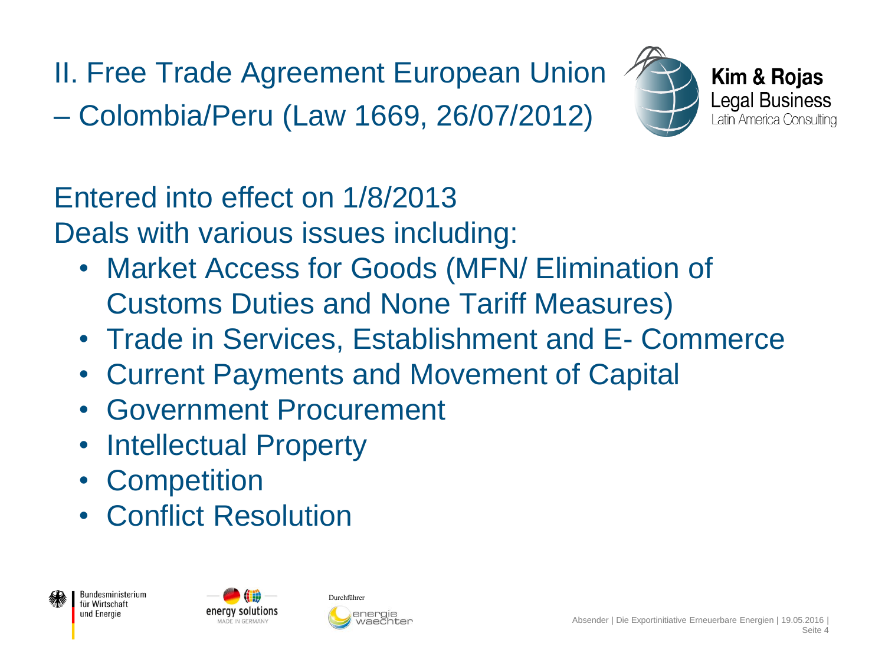# II. Free Trade Agreement European Union – Colombia/Peru (Law 1669, 26/07/2012)

Entered into effect on 1/8/2013

Deals with various issues including:

- Market Access for Goods (MFN/ Elimination of Customs Duties and None Tariff Measures)
- Trade in Services, Establishment and E- Commerce
- Current Payments and Movement of Capital
- Government Procurement
- Intellectual Property
- Competition
- Conflict Resolution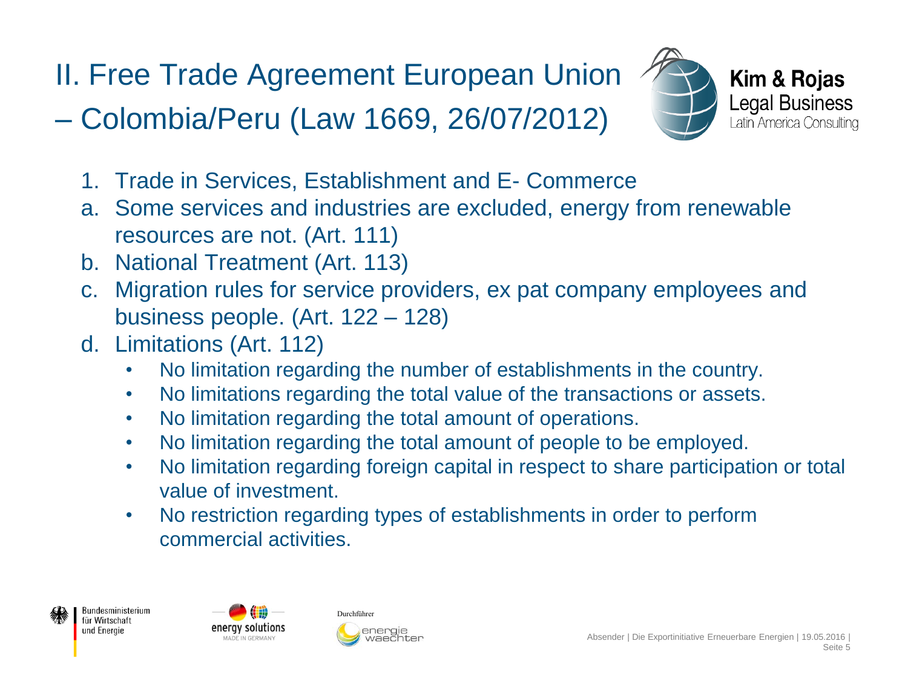## II. Free Trade Agreement European Union – Colombia/Peru (Law 1669, 26/07/2012)

1. Trade in Services, Establishment and E- Commerce

a. Some services and industries are excluded, energy from renewable resources are not. (Art. 111)

b. National Treatment (Art. 113)

c. Migration rules for service providers, ex pat company employees and business people. (Art. 122 – 128)

d. Limitations (Art. 112)

- No limitation regarding the number of establishments in the country.
- No limitations regarding the total value of the transactions or assets.
- No limitation regarding the total amount of operations.
- No limitation regarding the total amount of people to be employed.
- No limitation regarding foreign capital in respect to share participation or total value of investment.
- No restriction regarding types of establishments in order to perform commercial activities.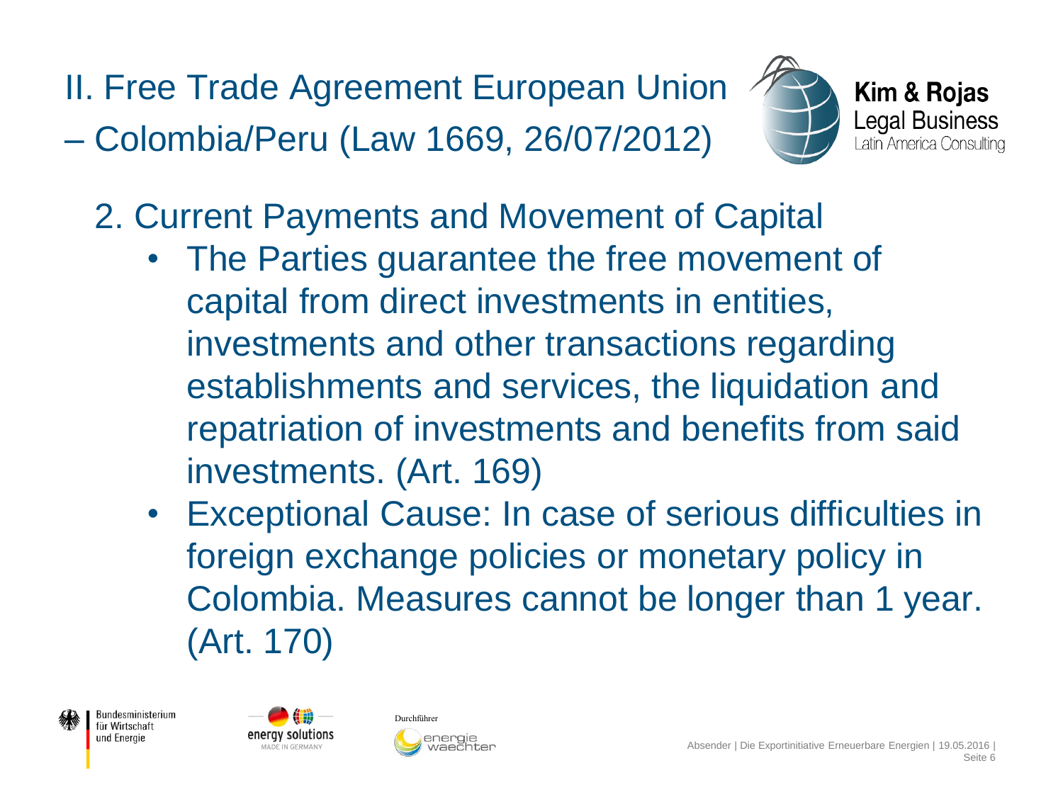# II. Free Trade Agreement European Union – Colombia/Peru (Law 1669, 26/07/2012)

## 2. Current Payments and Movement of Capital

- The Parties guarantee the free movement of capital from direct investments in entities, investments and other transactions regarding establishments and services, the liquidation and repatriation of investments and benefits from said investments. (Art. 169)
- Exceptional Cause: In case of serious difficulties in foreign exchange policies or monetary policy in Colombia. Measures cannot be longer than 1 year. (Art. 170)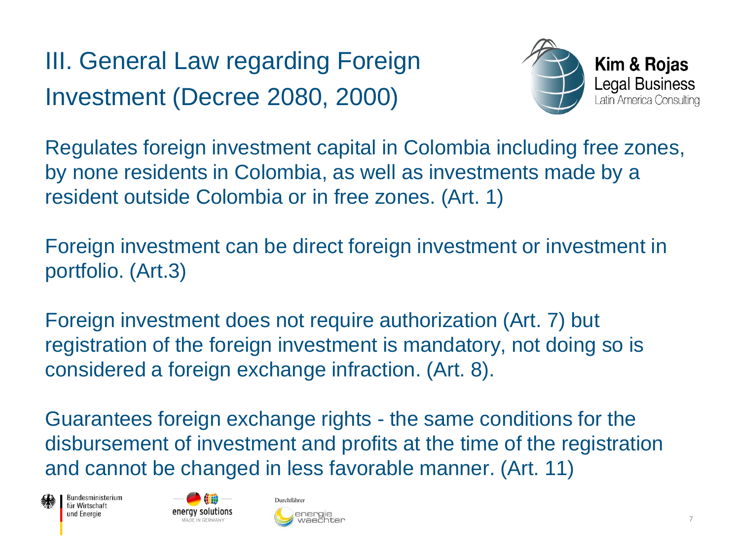# III. General Law regarding Foreign Investment (Decree 2080, 2000)

Regulates foreign investment capital in Colombia including free zones, by none residents in Colombia, as well as investments made by a resident outside Colombia or in free zones. (Art. 1)

Foreign investment can be direct foreign investment or investment in portfolio. (Art.3)

Foreign investment does not require authorization (Art. 7) but registration of the foreign investment is mandatory, not doing so is considered a foreign exchange infraction. (Art. 8).

Guarantees foreign exchange rights - the same conditions for the disbursement of investment and profits at the time of the registration and cannot be changed in less favorable manner. (Art. 11)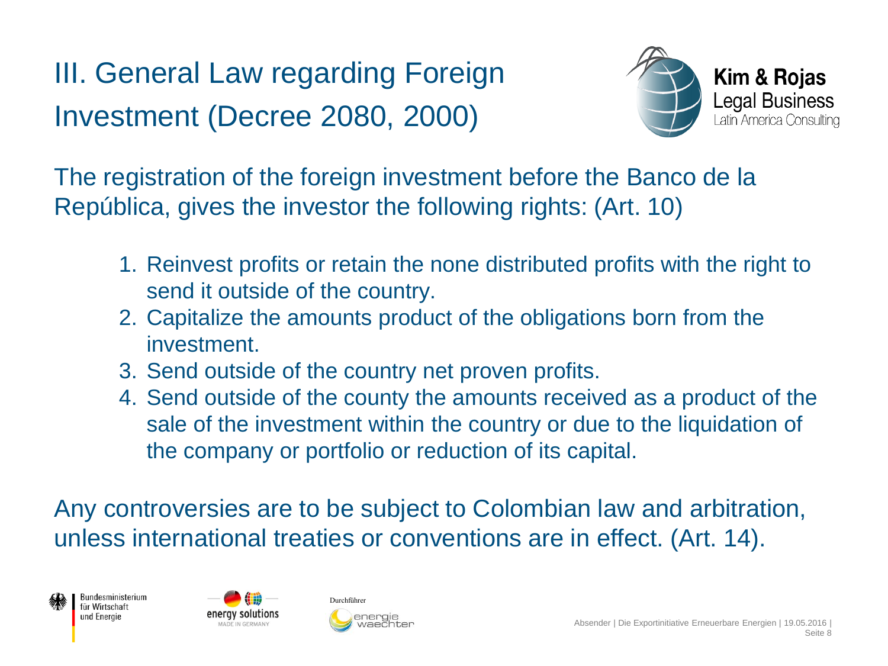# III. General Law regarding Foreign Investment (Decree 2080, 2000)

The registration of the foreign investment before the Banco de la República, gives the investor the following rights: (Art. 10)

1. Reinvest profits or retain the none distributed profits with the right to send it outside of the country.
2. Capitalize the amounts product of the obligations born from the investment.
3. Send outside of the country net proven profits.
4. Send outside of the county the amounts received as a product of the sale of the investment within the country or due to the liquidation of the company or portfolio or reduction of its capital.

Any controversies are to be subject to Colombian law and arbitration, unless international treaties or conventions are in effect. (Art. 14).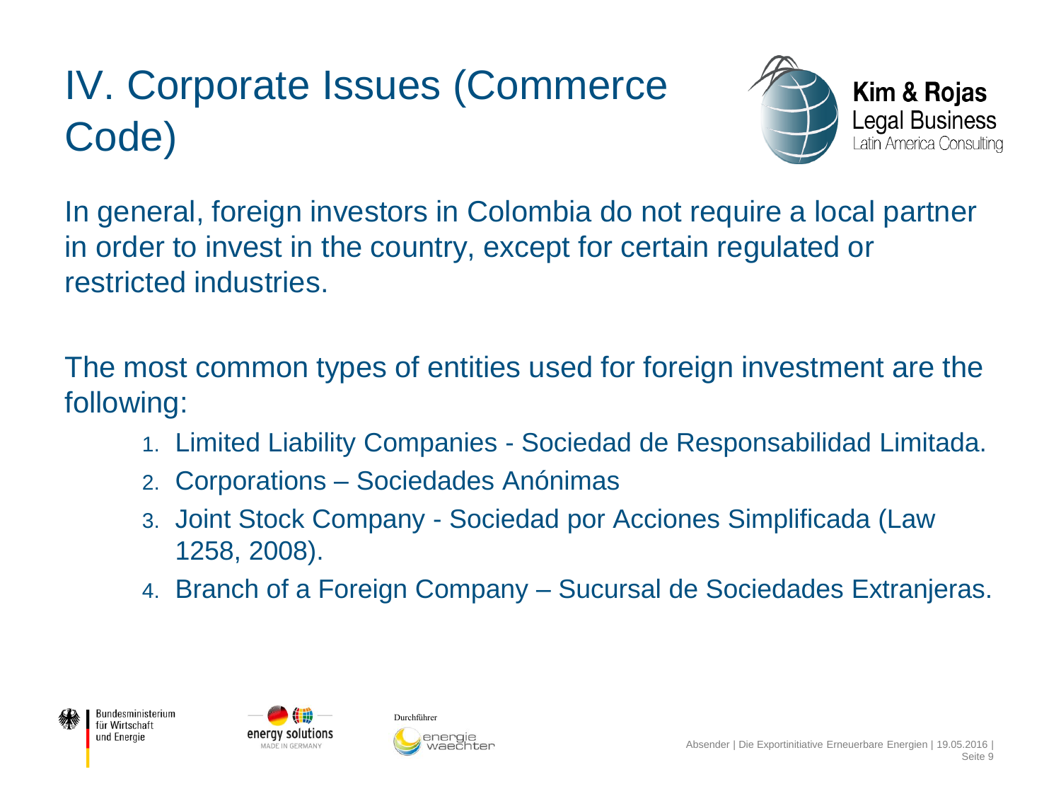# IV. Corporate Issues (Commerce Code)

In general, foreign investors in Colombia do not require a local partner in order to invest in the country, except for certain regulated or restricted industries.

The most common types of entities used for foreign investment are the following:

1. Limited Liability Companies - Sociedad de Responsabilidad Limitada.
2. Corporations – Sociedades Anónimas
3. Joint Stock Company - Sociedad por Acciones Simplificada (Law 1258, 2008).
4. Branch of a Foreign Company – Sucursal de Sociedades Extranjeras.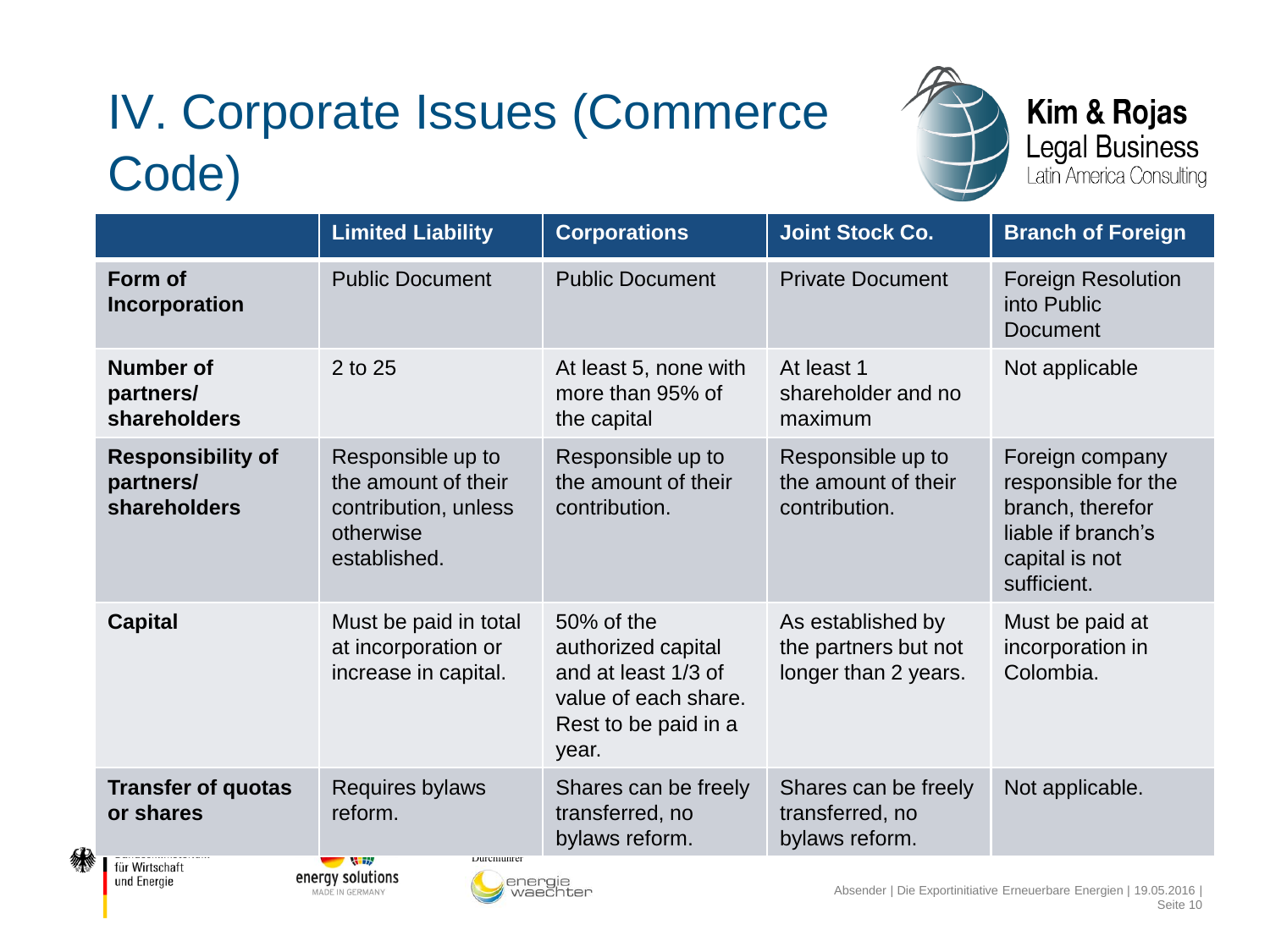# IV. Corporate Issues (Commerce Code)

| | Limited Liability | Corporations | Joint Stock Co. | Branch of Foreign |
|---|---|---|---|---|
| **Form of Incorporation** | Public Document | Public Document | Private Document | Foreign Resolution into Public Document |
| **Number of partners/ shareholders** | 2 to 25 | At least 5, none with more than 95% of the capital | At least 1 shareholder and no maximum | Not applicable |
| **Responsibility of partners/ shareholders** | Responsible up to the amount of their contribution, unless otherwise established. | Responsible up to the amount of their contribution. | Responsible up to the amount of their contribution. | Foreign company responsible for the branch, therefor liable if branch's capital is not sufficient. |
| **Capital** | Must be paid in total at incorporation or increase in capital. | 50% of the authorized capital and at least 1/3 of value of each share. Rest to be paid in a year. | As established by the partners but not longer than 2 years. | Must be paid at incorporation in Colombia. |
| **Transfer of quotas or shares** | Requires bylaws reform. | Shares can be freely transferred, no bylaws reform. | Shares can be freely transferred, no bylaws reform. | Not applicable. |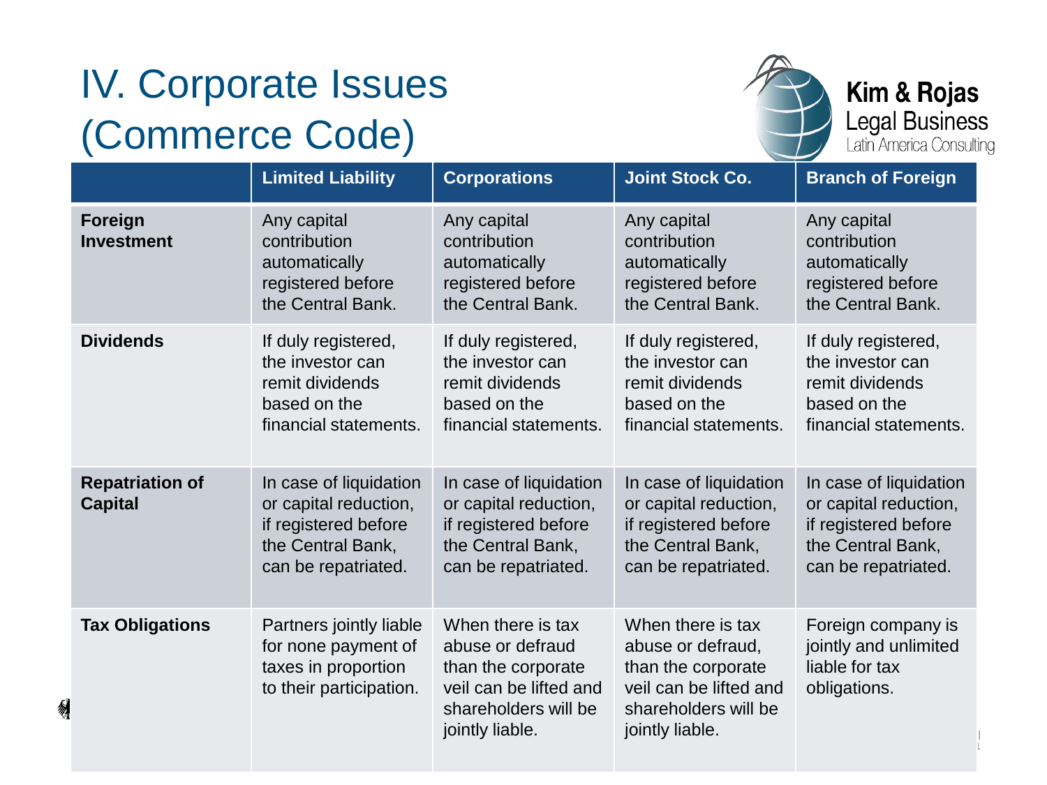# IV. Corporate Issues (Commerce Code)

Kim & Rojas
Legal Business
Latin America Consulting

| | Limited Liability | Corporations | Joint Stock Co. | Branch of Foreign |
|---|---|---|---|---|
| **Foreign Investment** | Any capital contribution automatically registered before the Central Bank. | Any capital contribution automatically registered before the Central Bank. | Any capital contribution automatically registered before the Central Bank. | Any capital contribution automatically registered before the Central Bank. |
| **Dividends** | If duly registered, the investor can remit dividends based on the financial statements. | If duly registered, the investor can remit dividends based on the financial statements. | If duly registered, the investor can remit dividends based on the financial statements. | If duly registered, the investor can remit dividends based on the financial statements. |
| **Repatriation of Capital** | In case of liquidation or capital reduction, if registered before the Central Bank, can be repatriated. | In case of liquidation or capital reduction, if registered before the Central Bank, can be repatriated. | In case of liquidation or capital reduction, if registered before the Central Bank, can be repatriated. | In case of liquidation or capital reduction, if registered before the Central Bank, can be repatriated. |
| **Tax Obligations** | Partners jointly liable for none payment of taxes in proportion to their participation. | When there is tax abuse or defraud than the corporate veil can be lifted and shareholders will be jointly liable. | When there is tax abuse or defraud, than the corporate veil can be lifted and shareholders will be jointly liable. | Foreign company is jointly and unlimited liable for tax obligations. |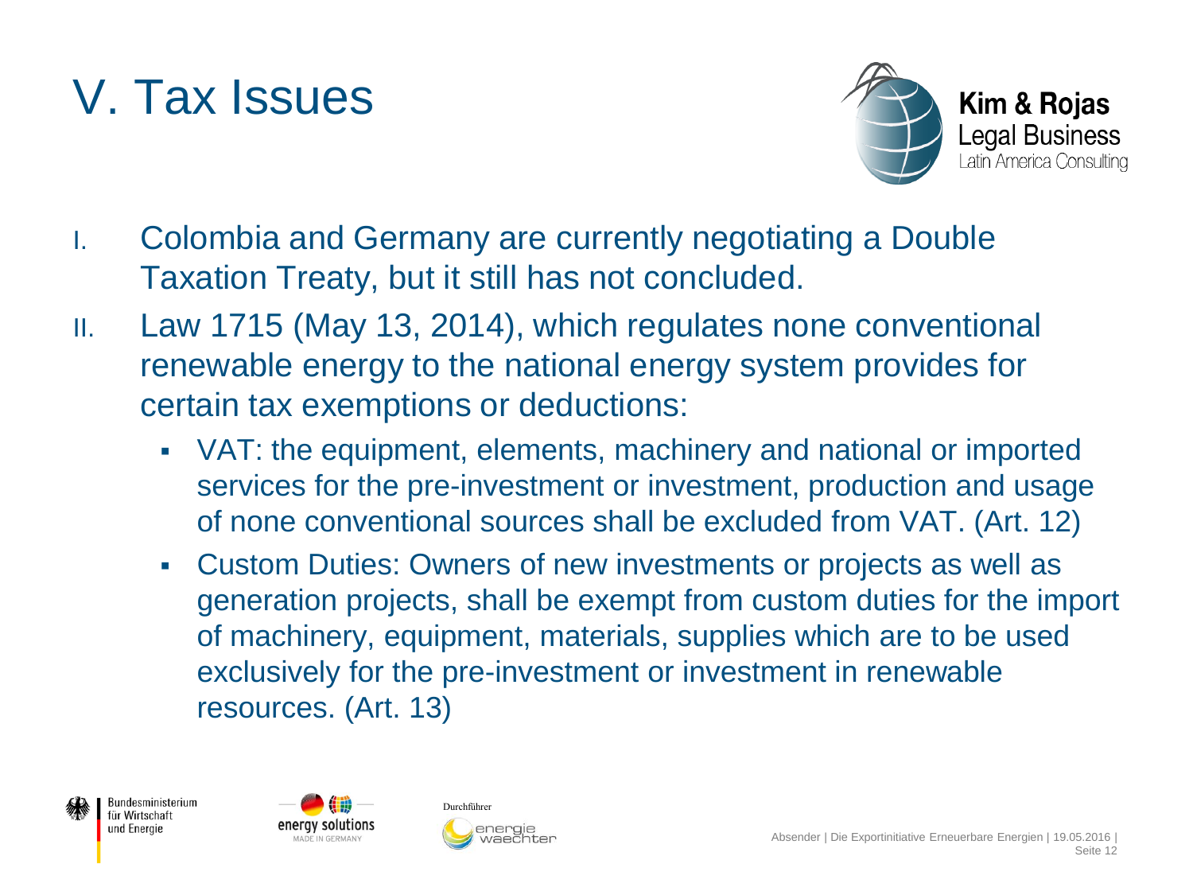# V. Tax Issues

I. Colombia and Germany are currently negotiating a Double Taxation Treaty, but it still has not concluded.

II. Law 1715 (May 13, 2014), which regulates none conventional renewable energy to the national energy system provides for certain tax exemptions or deductions:

- VAT: the equipment, elements, machinery and national or imported services for the pre-investment or investment, production and usage of none conventional sources shall be excluded from VAT. (Art. 12)
- Custom Duties: Owners of new investments or projects as well as generation projects, shall be exempt from custom duties for the import of machinery, equipment, materials, supplies which are to be used exclusively for the pre-investment or investment in renewable resources. (Art. 13)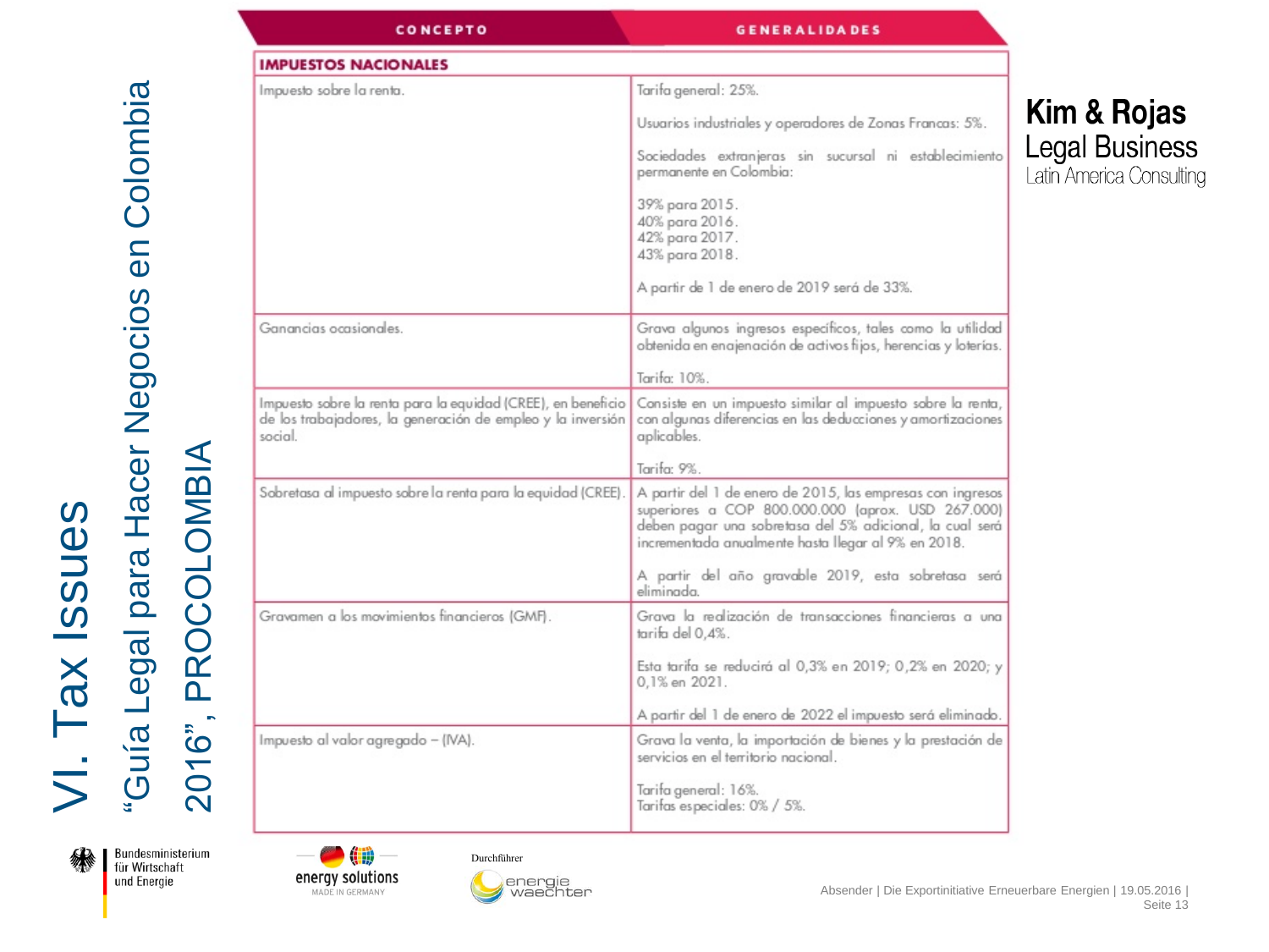# VI. Tax Issues

## "Guía Legal para Hacer Negocios en Colombia 2016", PROCOLOMBIA

**Kim & Rojas**
Legal Business
Latin America Consulting

| CONCEPTO | GENERALIDADES |
|---|---|
| **IMPUESTOS NACIONALES** | |
| Impuesto sobre la renta. | Tarifa general: 25%.<br><br>Usuarios industriales y operadores de Zonas Francas: 5%.<br><br>Sociedades extranjeras sin sucursal ni establecimiento permanente en Colombia:<br><br>39% para 2015.<br>40% para 2016.<br>42% para 2017.<br>43% para 2018.<br><br>A partir de 1 de enero de 2019 será de 33%. |
| Ganancias ocasionales. | Grava algunos ingresos específicos, tales como la utilidad obtenida en enajenación de activos fijos, herencias y loterías.<br><br>Tarifa: 10%. |
| Impuesto sobre la renta para la equidad (CREE), en beneficio de los trabajadores, la generación de empleo y la inversión social. | Consiste en un impuesto similar al impuesto sobre la renta, con algunas diferencias en las deducciones y amortizaciones aplicables.<br><br>Tarifa: 9%. |
| Sobretasa al impuesto sobre la renta para la equidad (CREE). | A partir del 1 de enero de 2015, las empresas con ingresos superiores a COP 800.000.000 (aprox. USD 267.000) deben pagar una sobretasa del 5% adicional, la cual será incrementada anualmente hasta llegar al 9% en 2018.<br><br>A partir del año gravable 2019, esta sobretasa será eliminada. |
| Gravamen a los movimientos financieros (GMF). | Grava la realización de transacciones financieras a una tarifa del 0,4%.<br><br>Esta tarifa se reducirá al 0,3% en 2019; 0,2% en 2020; y 0,1% en 2021.<br><br>A partir del 1 de enero de 2022 el impuesto será eliminado. |
| Impuesto al valor agregado – (IVA). | Grava la venta, la importación de bienes y la prestación de servicios en el territorio nacional.<br><br>Tarifa general: 16%.<br>Tarifas especiales: 0% / 5%. |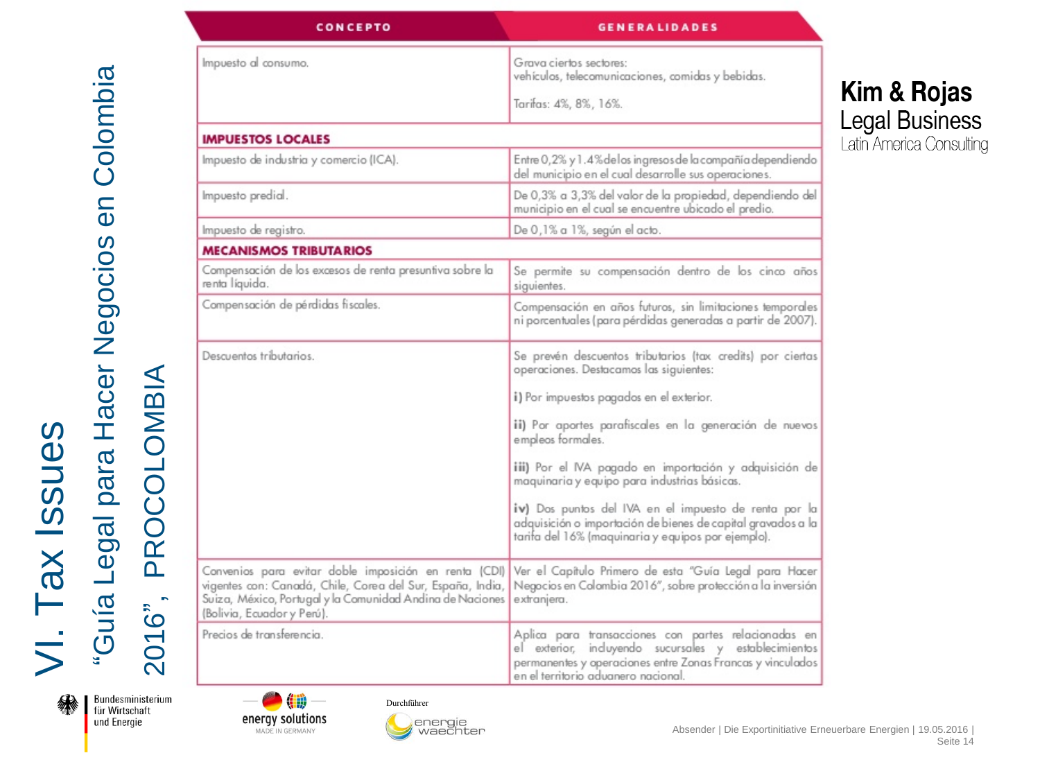# VI. Tax Issues

## "Guía Legal para Hacer Negocios en Colombia 2016", PROCOLOMBIA

**Kim & Rojas**
Legal Business
Latin America Consulting

| CONCEPTO | GENERALIDADES |
|---|---|
| Impuesto al consumo. | Grava ciertos sectores: vehículos, telecomunicaciones, comidas y bebidas.<br><br>Tarifas: 4%, 8%, 16%. |
| **IMPUESTOS LOCALES** | |
| Impuesto de industria y comercio (ICA). | Entre 0,2% y 1.4% de los ingresos de la compañía dependiendo del municipio en el cual desarrolle sus operaciones. |
| Impuesto predial. | De 0,3% a 3,3% del valor de la propiedad, dependiendo del municipio en el cual se encuentre ubicado el predio. |
| Impuesto de registro. | De 0,1% a 1%, según el acto. |
| **MECANISMOS TRIBUTARIOS** | |
| Compensación de los excesos de renta presuntiva sobre la renta líquida. | Se permite su compensación dentro de los cinco años siguientes. |
| Compensación de pérdidas fiscales. | Compensación en años futuros, sin limitaciones temporales ni porcentuales (para pérdidas generadas a partir de 2007). |
| Descuentos tributarios. | Se prevén descuentos tributarios (tax credits) por ciertas operaciones. Destacamos las siguientes:<br><br>**i)** Por impuestos pagados en el exterior.<br><br>**ii)** Por aportes parafiscales en la generación de nuevos empleos formales.<br><br>**iii)** Por el IVA pagado en importación y adquisición de maquinaria y equipo para industrias básicas.<br><br>**iv)** Dos puntos del IVA en el impuesto de renta por la adquisición o importación de bienes de capital gravados a la tarifa del 16% (maquinaria y equipos por ejemplo). |
| Convenios para evitar doble imposición en renta (CDI) vigentes con: Canadá, Chile, Corea del Sur, España, India, Suiza, México, Portugal y la Comunidad Andina de Naciones (Bolivia, Ecuador y Perú). | Ver el Capítulo Primero de esta "Guía Legal para Hacer Negocios en Colombia 2016", sobre protección a la inversión extranjera. |
| Precios de transferencia. | Aplica para transacciones con partes relacionadas en el exterior, incluyendo sucursales y establecimientos permanentes y operaciones entre Zonas Francas y vinculados en el territorio aduanero nacional. |

Bundesministerium für Wirtschaft und Energie

energy solutions MADE IN GERMANY

Durchführer energie waechter

Absender | Die Exportinitiative Erneuerbare Energien | 19.05.2016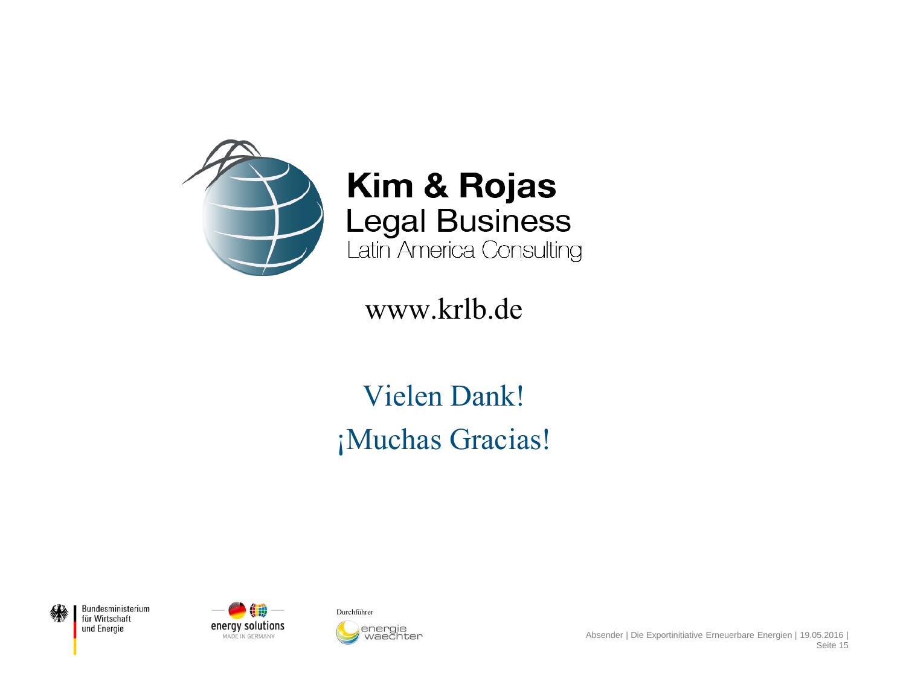**Kim & Rojas**
Legal Business
Latin America Consulting

www.krlb.de

Vielen Dank!

¡Muchas Gracias!

Bundesministerium für Wirtschaft und Energie

energy solutions MADE IN GERMANY

Durchführer

energie waechter